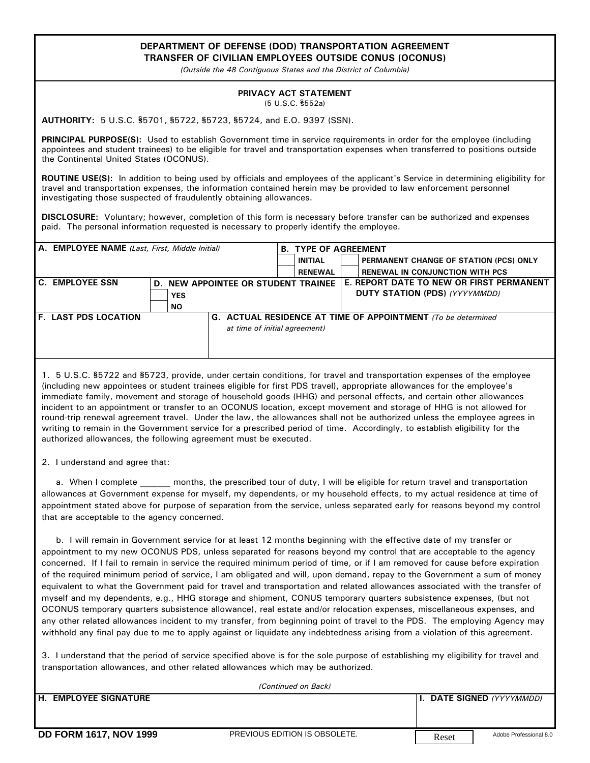# DEPARTMENT OF DEFENSE (DOD) TRANSPORTATION AGREEMENT
## TRANSFER OF CIVILIAN EMPLOYEES OUTSIDE CONUS (OCONUS)

*(Outside the 48 Contiguous States and the District of Columbia)*

### PRIVACY ACT STATEMENT

(5 U.S.C. §552a)

**AUTHORITY:** 5 U.S.C. §5701, §5722, §5723, §5724, and E.O. 9397 (SSN).

**PRINCIPAL PURPOSE(S):** Used to establish Government time in service requirements in order for the employee (including appointees and student trainees) to be eligible for travel and transportation expenses when transferred to positions outside the Continental United States (OCONUS).

**ROUTINE USE(S):** In addition to being used by officials and employees of the applicant's Service in determining eligibility for travel and transportation expenses, the information contained herein may be provided to law enforcement personnel investigating those suspected of fraudulently obtaining allowances.

**DISCLOSURE:** Voluntary; however, completion of this form is necessary before transfer can be authorized and expenses paid. The personal information requested is necessary to properly identify the employee.

| A. EMPLOYEE NAME *(Last, First, Middle Initial)* | B. TYPE OF AGREEMENT<br>☐ INITIAL ☐ RENEWAL ☐ PERMANENT CHANGE OF STATION (PCS) ONLY ☐ RENEWAL IN CONJUNCTION WITH PCS |
|---|---|

| C. EMPLOYEE SSN | D. NEW APPOINTEE OR STUDENT TRAINEE<br>☐ YES<br>☐ NO | E. REPORT DATE TO NEW OR FIRST PERMANENT DUTY STATION (PDS) *(YYYYMMDD)* |
|---|---|---|

| F. LAST PDS LOCATION | G. ACTUAL RESIDENCE AT TIME OF APPOINTMENT *(To be determined at time of initial agreement)* |
|---|---|

1. 5 U.S.C. §5722 and §5723, provide, under certain conditions, for travel and transportation expenses of the employee (including new appointees or student trainees eligible for first PDS travel), appropriate allowances for the employee's immediate family, movement and storage of household goods (HHG) and personal effects, and certain other allowances incident to an appointment or transfer to an OCONUS location, except movement and storage of HHG is not allowed for round-trip renewal agreement travel. Under the law, the allowances shall not be authorized unless the employee agrees in writing to remain in the Government service for a prescribed period of time. Accordingly, to establish eligibility for the authorized allowances, the following agreement must be executed.

2. I understand and agree that:

a. When I complete ______ months, the prescribed tour of duty, I will be eligible for return travel and transportation allowances at Government expense for myself, my dependents, or my household effects, to my actual residence at time of appointment stated above for purpose of separation from the service, unless separated early for reasons beyond my control that are acceptable to the agency concerned.

b. I will remain in Government service for at least 12 months beginning with the effective date of my transfer or appointment to my new OCONUS PDS, unless separated for reasons beyond my control that are acceptable to the agency concerned. If I fail to remain in service the required minimum period of time, or if I am removed for cause before expiration of the required minimum period of service, I am obligated and will, upon demand, repay to the Government a sum of money equivalent to what the Government paid for travel and transportation and related allowances associated with the transfer of myself and my dependents, e.g., HHG storage and shipment, CONUS temporary quarters subsistence expenses, (but not OCONUS temporary quarters subsistence allowance), real estate and/or relocation expenses, miscellaneous expenses, and any other related allowances incident to my transfer, from beginning point of travel to the PDS. The employing Agency may withhold any final pay due to me to apply against or liquidate any indebtedness arising from a violation of this agreement.

3. I understand that the period of service specified above is for the sole purpose of establishing my eligibility for travel and transportation allowances, and other related allowances which may be authorized.

*(Continued on Back)*

| H. EMPLOYEE SIGNATURE | I. DATE SIGNED *(YYYYMMDD)* |
|---|---|

**DD FORM 1617, NOV 1999** PREVIOUS EDITION IS OBSOLETE.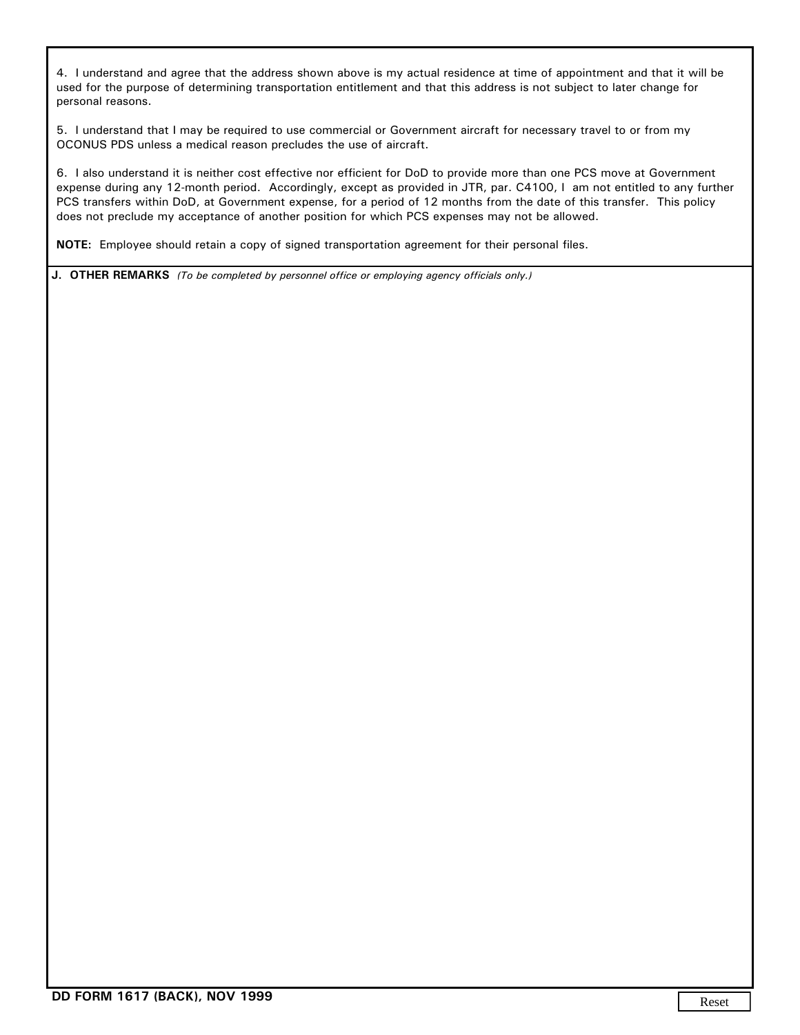4. I understand and agree that the address shown above is my actual residence at time of appointment and that it will be used for the purpose of determining transportation entitlement and that this address is not subject to later change for personal reasons.

5. I understand that I may be required to use commercial or Government aircraft for necessary travel to or from my OCONUS PDS unless a medical reason precludes the use of aircraft.

6. I also understand it is neither cost effective nor efficient for DoD to provide more than one PCS move at Government expense during any 12-month period. Accordingly, except as provided in JTR, par. C4100, I am not entitled to any further PCS transfers within DoD, at Government expense, for a period of 12 months from the date of this transfer. This policy does not preclude my acceptance of another position for which PCS expenses may not be allowed.

**NOTE:** Employee should retain a copy of signed transportation agreement for their personal files.

**J. OTHER REMARKS** *(To be completed by personnel office or employing agency officials only.)*

**DD FORM 1617 (BACK), NOV 1999**

Reset